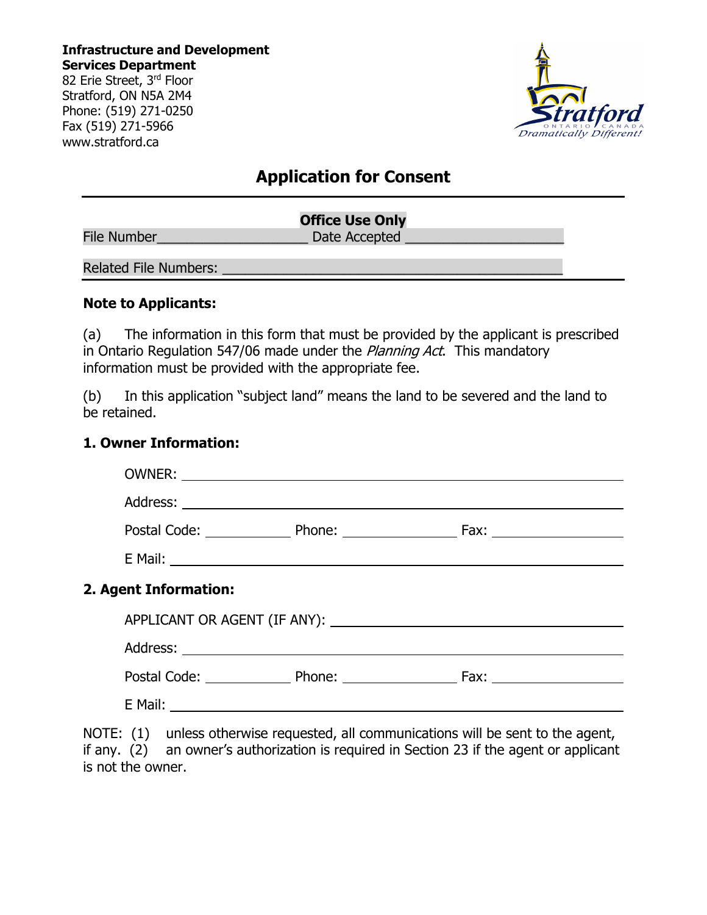**Infrastructure and Development Services Department**
82 Erie Street, 3rd Floor
Stratford, ON N5A 2M4
Phone: (519) 271-0250
Fax (519) 271-5966
www.stratford.ca

# Application for Consent

**Office Use Only**

File Number\_\_\_\_\_\_\_\_\_\_\_\_\_\_\_\_\_\_\_\_ Date Accepted \_\_\_\_\_\_\_\_\_\_\_\_\_\_\_\_\_\_\_\_

Related File Numbers: \_\_\_\_\_\_\_\_\_\_\_\_\_\_\_\_\_\_\_\_\_\_\_\_\_\_\_\_\_\_\_\_\_\_\_\_\_\_\_\_

**Note to Applicants:**

(a) The information in this form that must be provided by the applicant is prescribed in Ontario Regulation 547/06 made under the *Planning Act*. This mandatory information must be provided with the appropriate fee.

(b) In this application "subject land" means the land to be severed and the land to be retained.

**1. Owner Information:**

OWNER: \_\_\_\_\_\_\_\_\_\_\_\_\_\_\_\_\_\_\_\_\_\_\_\_\_\_\_\_\_\_\_\_\_\_\_\_\_\_\_\_

Address: \_\_\_\_\_\_\_\_\_\_\_\_\_\_\_\_\_\_\_\_\_\_\_\_\_\_\_\_\_\_\_\_\_\_\_\_\_\_\_\_

Postal Code: \_\_\_\_\_\_\_\_\_\_ Phone: \_\_\_\_\_\_\_\_\_\_\_\_ Fax: \_\_\_\_\_\_\_\_\_\_\_\_

E Mail: \_\_\_\_\_\_\_\_\_\_\_\_\_\_\_\_\_\_\_\_\_\_\_\_\_\_\_\_\_\_\_\_\_\_\_\_\_\_\_\_

**2. Agent Information:**

APPLICANT OR AGENT (IF ANY): \_\_\_\_\_\_\_\_\_\_\_\_\_\_\_\_\_\_\_\_\_\_\_\_\_\_\_\_

Address: \_\_\_\_\_\_\_\_\_\_\_\_\_\_\_\_\_\_\_\_\_\_\_\_\_\_\_\_\_\_\_\_\_\_\_\_\_\_\_\_

Postal Code: \_\_\_\_\_\_\_\_\_\_ Phone: \_\_\_\_\_\_\_\_\_\_\_\_ Fax: \_\_\_\_\_\_\_\_\_\_\_\_

E Mail: \_\_\_\_\_\_\_\_\_\_\_\_\_\_\_\_\_\_\_\_\_\_\_\_\_\_\_\_\_\_\_\_\_\_\_\_\_\_\_\_

NOTE: (1) unless otherwise requested, all communications will be sent to the agent, if any. (2) an owner's authorization is required in Section 23 if the agent or applicant is not the owner.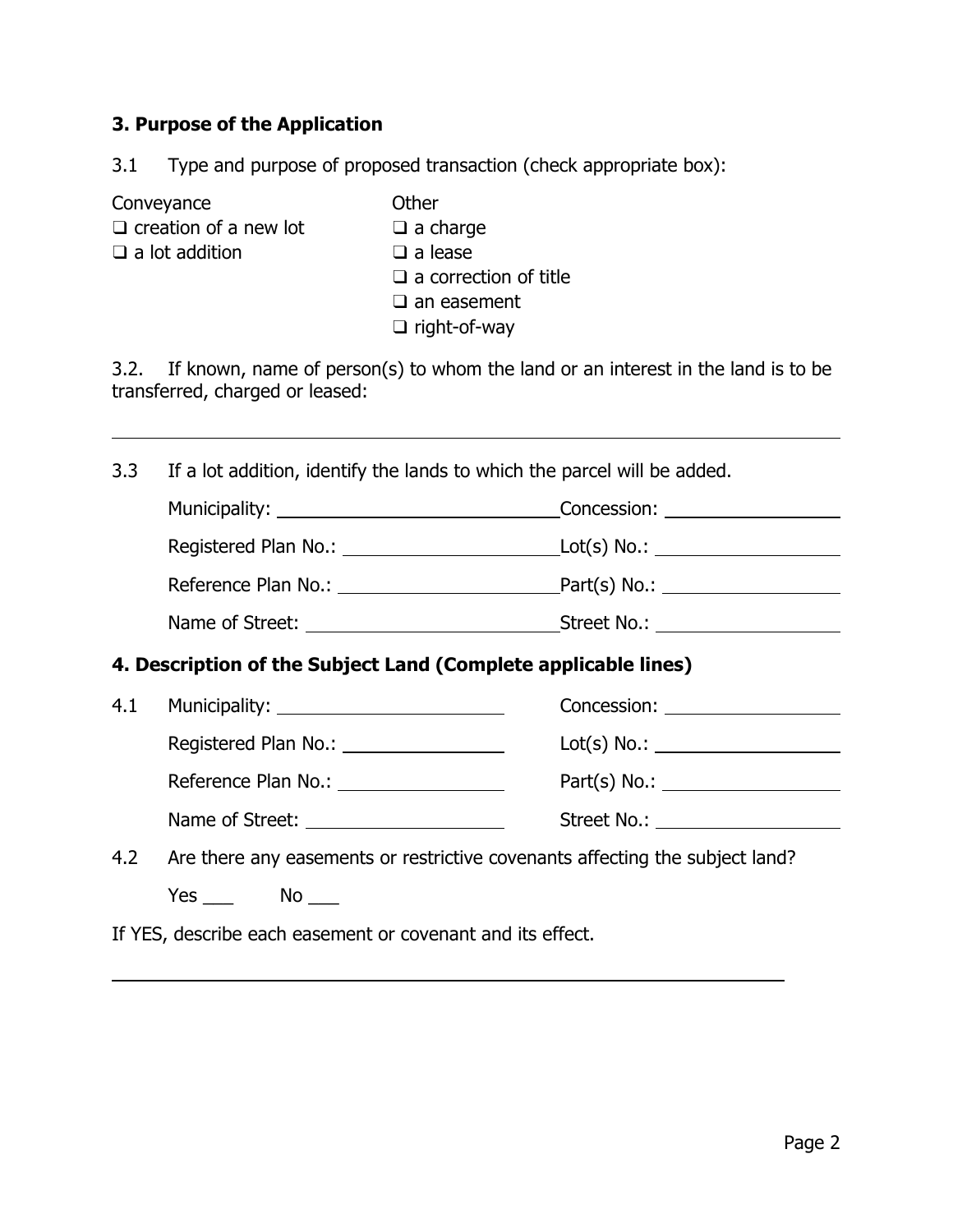### 3. Purpose of the Application

3.1 Type and purpose of proposed transaction (check appropriate box):

Conveyance
- ❑ creation of a new lot
- ❑ a lot addition

Other
- ❑ a charge
- ❑ a lease
- ❑ a correction of title
- ❑ an easement
- ❑ right-of-way

3.2. If known, name of person(s) to whom the land or an interest in the land is to be transferred, charged or leased:

______________________________________________________________

3.3 If a lot addition, identify the lands to which the parcel will be added.

Municipality: ____________________ Concession: ____________

Registered Plan No.: ______________ Lot(s) No.: ____________

Reference Plan No.: ______________ Part(s) No.: ____________

Name of Street: __________________ Street No.: ____________

### 4. Description of the Subject Land (Complete applicable lines)

4.1 Municipality: ________________ Concession: ____________

Registered Plan No.: ____________ Lot(s) No.: ____________

Reference Plan No.: ____________ Part(s) No.: ____________

Name of Street: ______________ Street No.: ____________

4.2 Are there any easements or restrictive covenants affecting the subject land?

Yes ___ No ___

If YES, describe each easement or covenant and its effect.

______________________________________________________________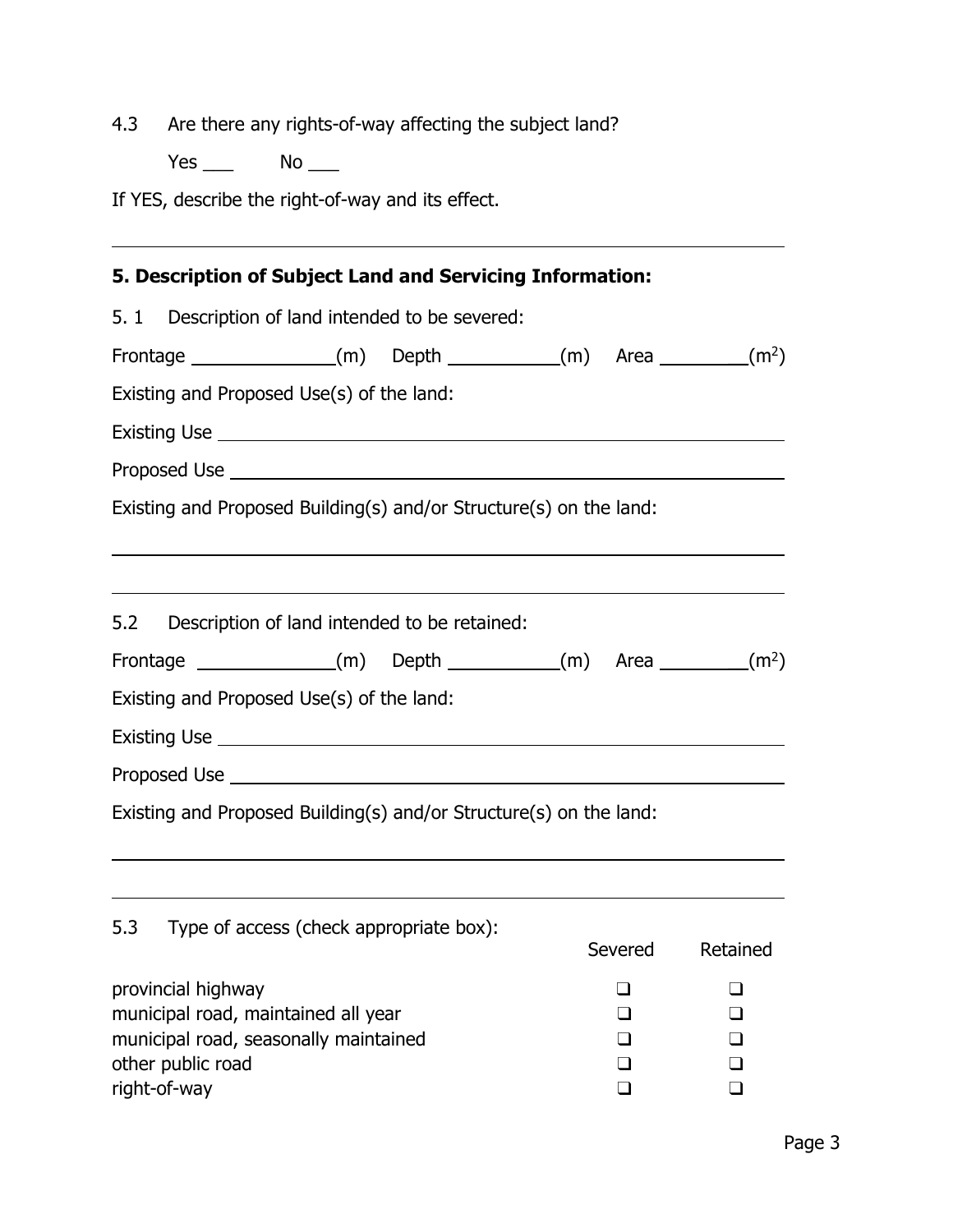4.3 Are there any rights-of-way affecting the subject land?

Yes ___ No ___

If YES, describe the right-of-way and its effect.

______________________________________________________________________

**5. Description of Subject Land and Servicing Information:**

5.1 Description of land intended to be severed:

Frontage ______________(m) Depth ___________(m) Area _________($m^2$)

Existing and Proposed Use(s) of the land:

Existing Use ______________________________________________________________

Proposed Use _____________________________________________________________

Existing and Proposed Building(s) and/or Structure(s) on the land:

______________________________________________________________________

______________________________________________________________________

5.2 Description of land intended to be retained:

Frontage ______________(m) Depth ___________(m) Area _________($m^2$)

Existing and Proposed Use(s) of the land:

Existing Use ______________________________________________________________

Proposed Use _____________________________________________________________

Existing and Proposed Building(s) and/or Structure(s) on the land:

______________________________________________________________________

______________________________________________________________________

5.3 Type of access (check appropriate box):

| | Severed | Retained |
|---|---|---|
| provincial highway | ❑ | ❑ |
| municipal road, maintained all year | ❑ | ❑ |
| municipal road, seasonally maintained | ❑ | ❑ |
| other public road | ❑ | ❑ |
| right-of-way | ❑ | ❑ |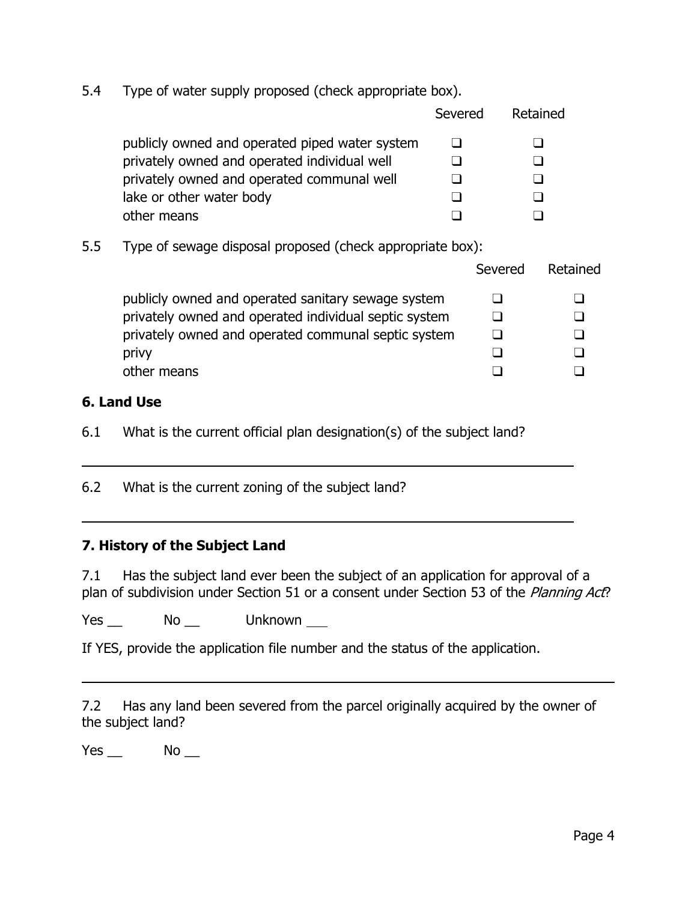5.4 Type of water supply proposed (check appropriate box).

| | Severed | Retained |
|---|---|---|
| publicly owned and operated piped water system | ❑ | ❑ |
| privately owned and operated individual well | ❑ | ❑ |
| privately owned and operated communal well | ❑ | ❑ |
| lake or other water body | ❑ | ❑ |
| other means | ❑ | ❑ |

5.5 Type of sewage disposal proposed (check appropriate box):

| | Severed | Retained |
|---|---|---|
| publicly owned and operated sanitary sewage system | ❑ | ❑ |
| privately owned and operated individual septic system | ❑ | ❑ |
| privately owned and operated communal septic system | ❑ | ❑ |
| privy | ❑ | ❑ |
| other means | ❑ | ❑ |

## 6. Land Use

6.1 What is the current official plan designation(s) of the subject land?

______________________________________________________________

6.2 What is the current zoning of the subject land?

______________________________________________________________

## 7. History of the Subject Land

7.1 Has the subject land ever been the subject of an application for approval of a plan of subdivision under Section 51 or a consent under Section 53 of the *Planning Act*?

Yes __ No __ Unknown ___

If YES, provide the application file number and the status of the application.

______________________________________________________________

7.2 Has any land been severed from the parcel originally acquired by the owner of the subject land?

Yes __ No __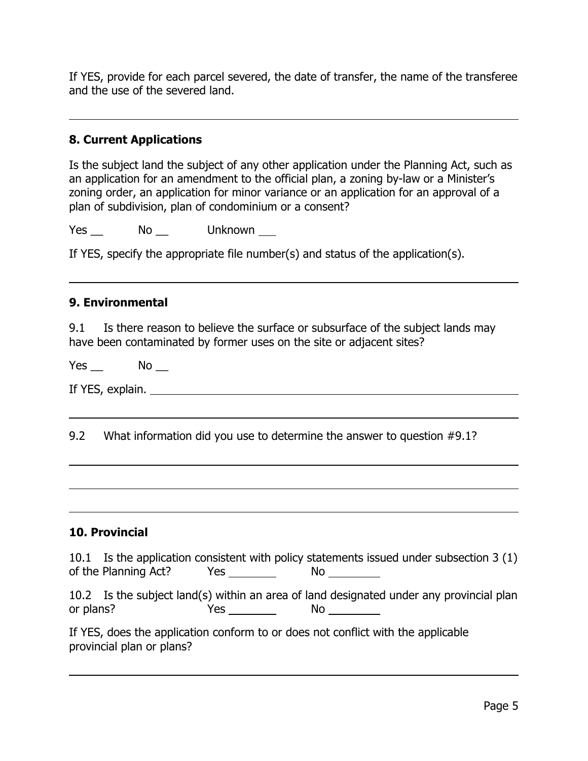If YES, provide for each parcel severed, the date of transfer, the name of the transferee and the use of the severed land.

---

### 8. Current Applications

Is the subject land the subject of any other application under the Planning Act, such as an application for an amendment to the official plan, a zoning by-law or a Minister's zoning order, an application for minor variance or an application for an approval of a plan of subdivision, plan of condominium or a consent?

Yes __ No __ Unknown ___

If YES, specify the appropriate file number(s) and status of the application(s).

---

### 9. Environmental

9.1 Is there reason to believe the surface or subsurface of the subject lands may have been contaminated by former uses on the site or adjacent sites?

Yes __ No __

If YES, explain. ______________________________

---

9.2 What information did you use to determine the answer to question #9.1?

---

---

---

### 10. Provincial

10.1 Is the application consistent with policy statements issued under subsection 3 (1) of the Planning Act? Yes ________ No ________

10.2 Is the subject land(s) within an area of land designated under any provincial plan or plans? Yes ________ No ________

If YES, does the application conform to or does not conflict with the applicable provincial plan or plans?

---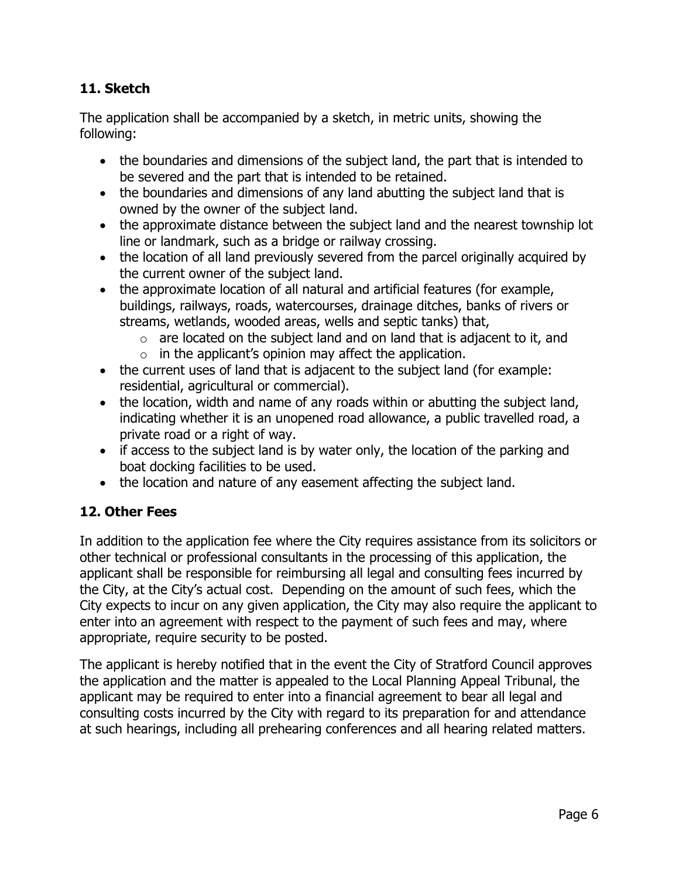### 11. Sketch

The application shall be accompanied by a sketch, in metric units, showing the following:

- the boundaries and dimensions of the subject land, the part that is intended to be severed and the part that is intended to be retained.
- the boundaries and dimensions of any land abutting the subject land that is owned by the owner of the subject land.
- the approximate distance between the subject land and the nearest township lot line or landmark, such as a bridge or railway crossing.
- the location of all land previously severed from the parcel originally acquired by the current owner of the subject land.
- the approximate location of all natural and artificial features (for example, buildings, railways, roads, watercourses, drainage ditches, banks of rivers or streams, wetlands, wooded areas, wells and septic tanks) that,
  - are located on the subject land and on land that is adjacent to it, and
  - in the applicant's opinion may affect the application.
- the current uses of land that is adjacent to the subject land (for example: residential, agricultural or commercial).
- the location, width and name of any roads within or abutting the subject land, indicating whether it is an unopened road allowance, a public travelled road, a private road or a right of way.
- if access to the subject land is by water only, the location of the parking and boat docking facilities to be used.
- the location and nature of any easement affecting the subject land.

### 12. Other Fees

In addition to the application fee where the City requires assistance from its solicitors or other technical or professional consultants in the processing of this application, the applicant shall be responsible for reimbursing all legal and consulting fees incurred by the City, at the City's actual cost. Depending on the amount of such fees, which the City expects to incur on any given application, the City may also require the applicant to enter into an agreement with respect to the payment of such fees and may, where appropriate, require security to be posted.

The applicant is hereby notified that in the event the City of Stratford Council approves the application and the matter is appealed to the Local Planning Appeal Tribunal, the applicant may be required to enter into a financial agreement to bear all legal and consulting costs incurred by the City with regard to its preparation for and attendance at such hearings, including all prehearing conferences and all hearing related matters.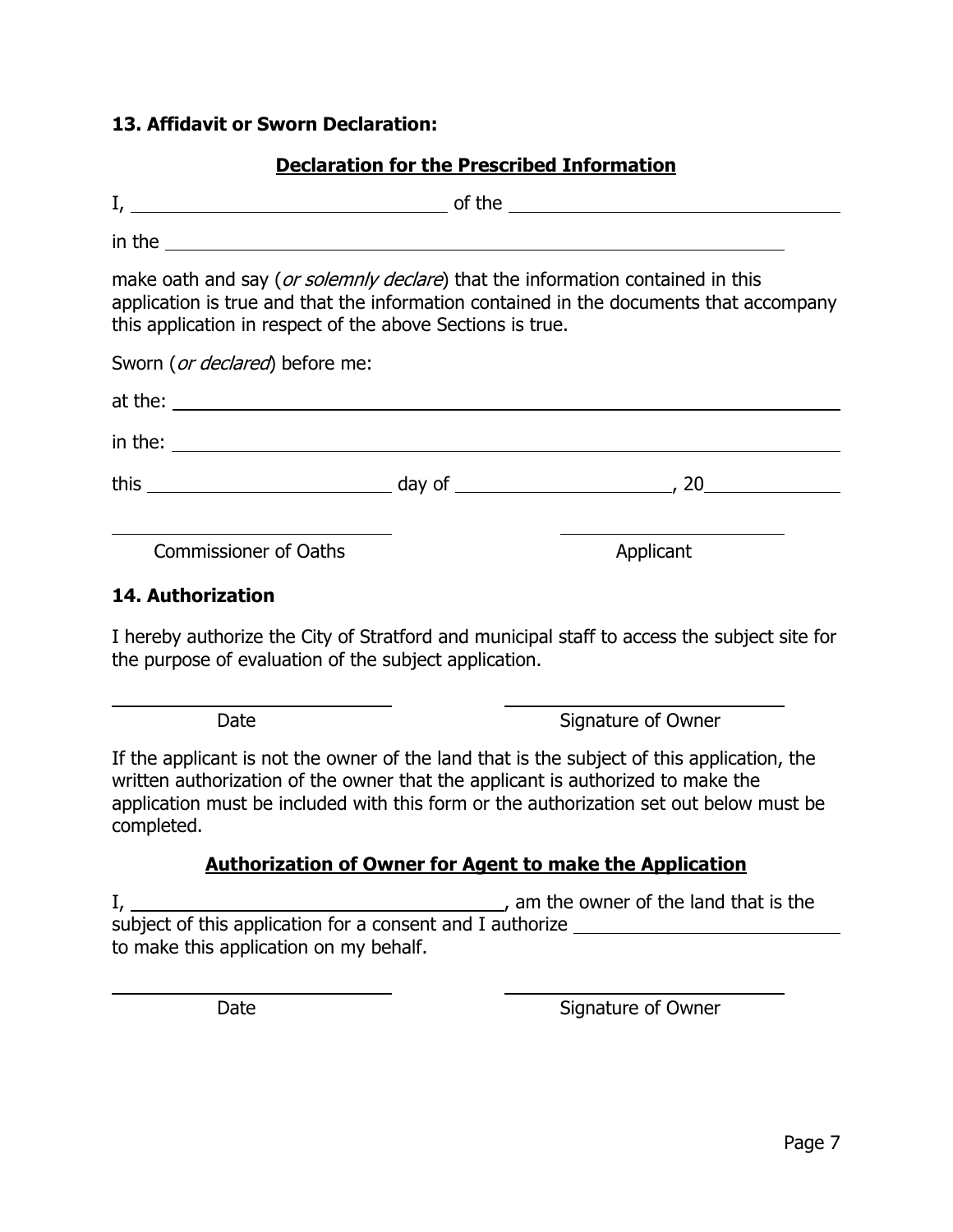### 13. Affidavit or Sworn Declaration:

**Declaration for the Prescribed Information**

I, ______________________________ of the ______________________________

in the ____________________________________________________________

make oath and say (*or solemnly declare*) that the information contained in this application is true and that the information contained in the documents that accompany this application in respect of the above Sections is true.

Sworn (*or declared*) before me:

at the: ____________________________________________________________

in the: ____________________________________________________________

this ______________________ day of ____________________, 20____________

| ______________________ | ______________________ |
|---|---|
| Commissioner of Oaths | Applicant |

### 14. Authorization

I hereby authorize the City of Stratford and municipal staff to access the subject site for the purpose of evaluation of the subject application.

| ______________________ | ______________________ |
|---|---|
| Date | Signature of Owner |

If the applicant is not the owner of the land that is the subject of this application, the written authorization of the owner that the applicant is authorized to make the application must be included with this form or the authorization set out below must be completed.

**Authorization of Owner for Agent to make the Application**

I, ________________________________, am the owner of the land that is the subject of this application for a consent and I authorize ________________________ to make this application on my behalf.

| ______________________ | ______________________ |
|---|---|
| Date | Signature of Owner |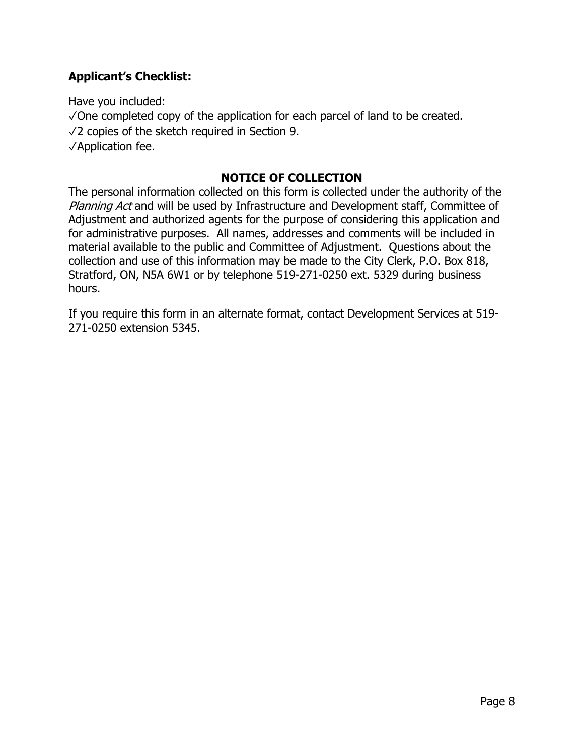**Applicant's Checklist:**

Have you included:

✓One completed copy of the application for each parcel of land to be created.

✓2 copies of the sketch required in Section 9.

✓Application fee.

**NOTICE OF COLLECTION**

The personal information collected on this form is collected under the authority of the *Planning Act* and will be used by Infrastructure and Development staff, Committee of Adjustment and authorized agents for the purpose of considering this application and for administrative purposes. All names, addresses and comments will be included in material available to the public and Committee of Adjustment. Questions about the collection and use of this information may be made to the City Clerk, P.O. Box 818, Stratford, ON, N5A 6W1 or by telephone 519-271-0250 ext. 5329 during business hours.

If you require this form in an alternate format, contact Development Services at 519-271-0250 extension 5345.